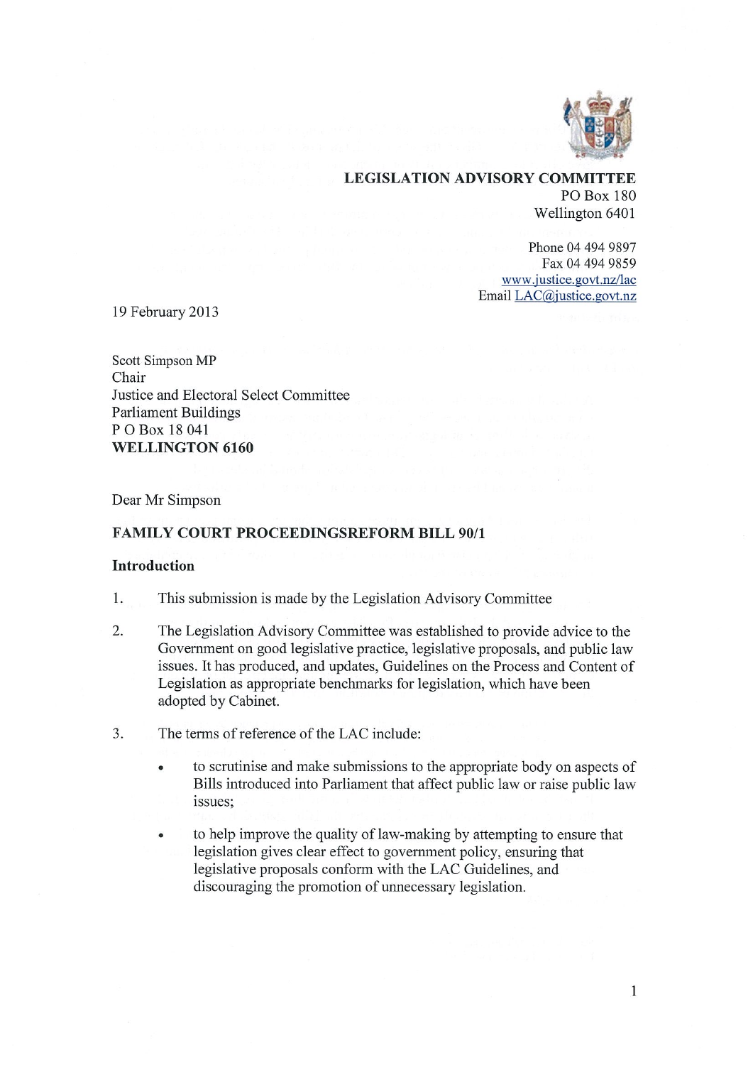**LEGISLATION ADVISORY COMMITTEE**
PO Box 180
Wellington 6401

Phone 04 494 9897
Fax 04 494 9859
www.justice.govt.nz/lac
Email LAC@justice.govt.nz

19 February 2013

Scott Simpson MP
Chair
Justice and Electoral Select Committee
Parliament Buildings
P O Box 18 041
**WELLINGTON 6160**

Dear Mr Simpson

**FAMILY COURT PROCEEDINGSREFORM BILL 90/1**

**Introduction**

1. This submission is made by the Legislation Advisory Committee

2. The Legislation Advisory Committee was established to provide advice to the Government on good legislative practice, legislative proposals, and public law issues. It has produced, and updates, Guidelines on the Process and Content of Legislation as appropriate benchmarks for legislation, which have been adopted by Cabinet.

3. The terms of reference of the LAC include:

   - to scrutinise and make submissions to the appropriate body on aspects of Bills introduced into Parliament that affect public law or raise public law issues;

   - to help improve the quality of law-making by attempting to ensure that legislation gives clear effect to government policy, ensuring that legislative proposals conform with the LAC Guidelines, and discouraging the promotion of unnecessary legislation.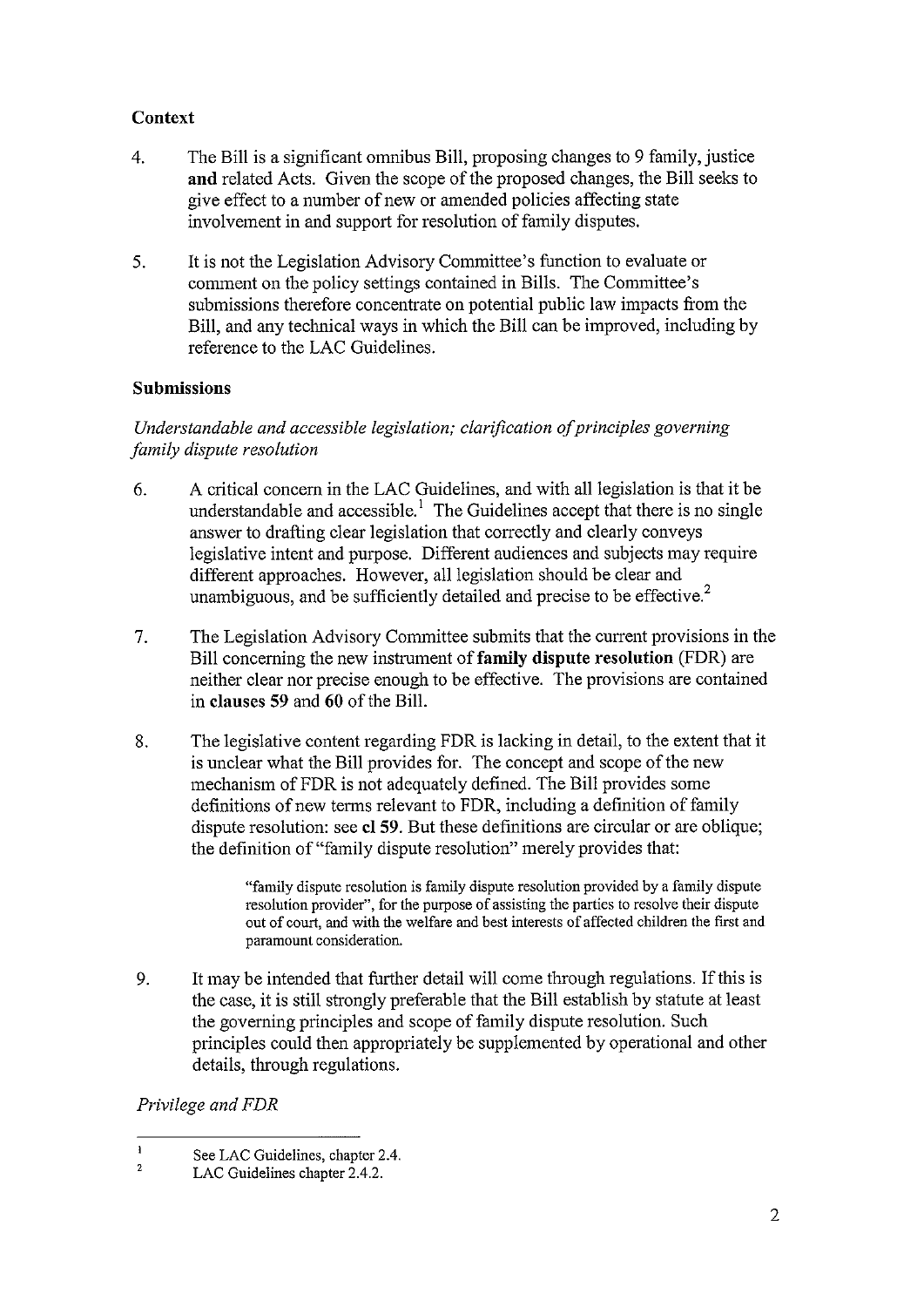**Context**

4. The Bill is a significant omnibus Bill, proposing changes to 9 family, justice **and** related Acts. Given the scope of the proposed changes, the Bill seeks to give effect to a number of new or amended policies affecting state involvement in and support for resolution of family disputes.

5. It is not the Legislation Advisory Committee's function to evaluate or comment on the policy settings contained in Bills. The Committee's submissions therefore concentrate on potential public law impacts from the Bill, and any technical ways in which the Bill can be improved, including by reference to the LAC Guidelines.

**Submissions**

*Understandable and accessible legislation; clarification of principles governing family dispute resolution*

6. A critical concern in the LAC Guidelines, and with all legislation is that it be understandable and accessible.[1] The Guidelines accept that there is no single answer to drafting clear legislation that correctly and clearly conveys legislative intent and purpose. Different audiences and subjects may require different approaches. However, all legislation should be clear and unambiguous, and be sufficiently detailed and precise to be effective.[2]

7. The Legislation Advisory Committee submits that the current provisions in the Bill concerning the new instrument of **family dispute resolution** (FDR) are neither clear nor precise enough to be effective. The provisions are contained in **clauses 59** and **60** of the Bill.

8. The legislative content regarding FDR is lacking in detail, to the extent that it is unclear what the Bill provides for. The concept and scope of the new mechanism of FDR is not adequately defined. The Bill provides some definitions of new terms relevant to FDR, including a definition of family dispute resolution: see **cl 59**. But these definitions are circular or are oblique; the definition of "family dispute resolution" merely provides that:

> "family dispute resolution is family dispute resolution provided by a family dispute resolution provider", for the purpose of assisting the parties to resolve their dispute out of court, and with the welfare and best interests of affected children the first and paramount consideration.

9. It may be intended that further detail will come through regulations. If this is the case, it is still strongly preferable that the Bill establish by statute at least the governing principles and scope of family dispute resolution. Such principles could then appropriately be supplemented by operational and other details, through regulations.

*Privilege and FDR*

---

[1] See LAC Guidelines, chapter 2.4.

[2] LAC Guidelines chapter 2.4.2.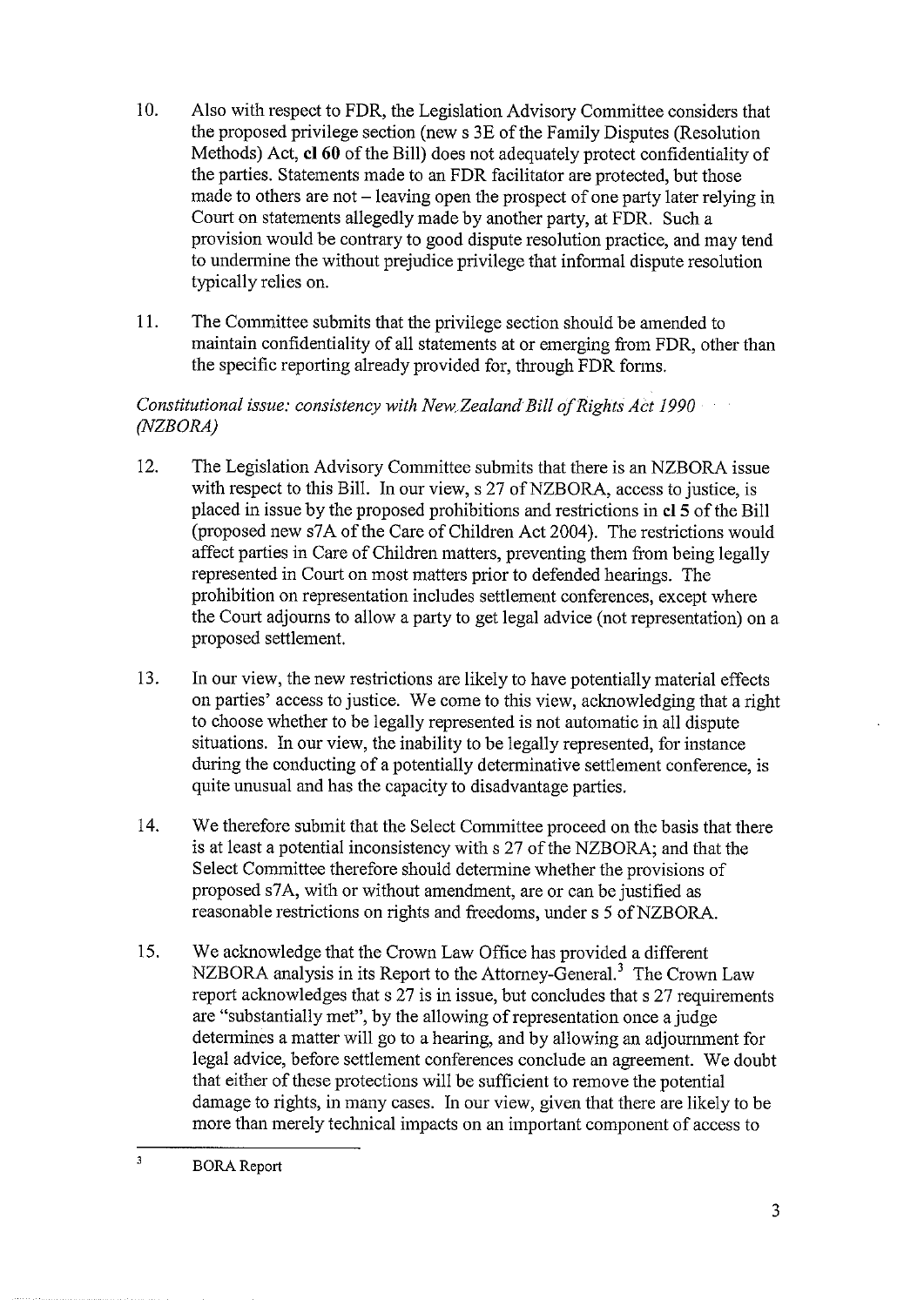10. Also with respect to FDR, the Legislation Advisory Committee considers that the proposed privilege section (new s 3E of the Family Disputes (Resolution Methods) Act, **cl 60** of the Bill) does not adequately protect confidentiality of the parties. Statements made to an FDR facilitator are protected, but those made to others are not – leaving open the prospect of one party later relying in Court on statements allegedly made by another party, at FDR. Such a provision would be contrary to good dispute resolution practice, and may tend to undermine the without prejudice privilege that informal dispute resolution typically relies on.

11. The Committee submits that the privilege section should be amended to maintain confidentiality of all statements at or emerging from FDR, other than the specific reporting already provided for, through FDR forms.

*Constitutional issue: consistency with New Zealand Bill of Rights Act 1990 (NZBORA)*

12. The Legislation Advisory Committee submits that there is an NZBORA issue with respect to this Bill. In our view, s 27 of NZBORA, access to justice, is placed in issue by the proposed prohibitions and restrictions in **cl 5** of the Bill (proposed new s7A of the Care of Children Act 2004). The restrictions would affect parties in Care of Children matters, preventing them from being legally represented in Court on most matters prior to defended hearings. The prohibition on representation includes settlement conferences, except where the Court adjourns to allow a party to get legal advice (not representation) on a proposed settlement.

13. In our view, the new restrictions are likely to have potentially material effects on parties' access to justice. We come to this view, acknowledging that a right to choose whether to be legally represented is not automatic in all dispute situations. In our view, the inability to be legally represented, for instance during the conducting of a potentially determinative settlement conference, is quite unusual and has the capacity to disadvantage parties.

14. We therefore submit that the Select Committee proceed on the basis that there is at least a potential inconsistency with s 27 of the NZBORA; and that the Select Committee therefore should determine whether the provisions of proposed s7A, with or without amendment, are or can be justified as reasonable restrictions on rights and freedoms, under s 5 of NZBORA.

15. We acknowledge that the Crown Law Office has provided a different NZBORA analysis in its Report to the Attorney-General.[3] The Crown Law report acknowledges that s 27 is in issue, but concludes that s 27 requirements are "substantially met", by the allowing of representation once a judge determines a matter will go to a hearing, and by allowing an adjournment for legal advice, before settlement conferences conclude an agreement. We doubt that either of these protections will be sufficient to remove the potential damage to rights, in many cases. In our view, given that there are likely to be more than merely technical impacts on an important component of access to

---

[3] BORA Report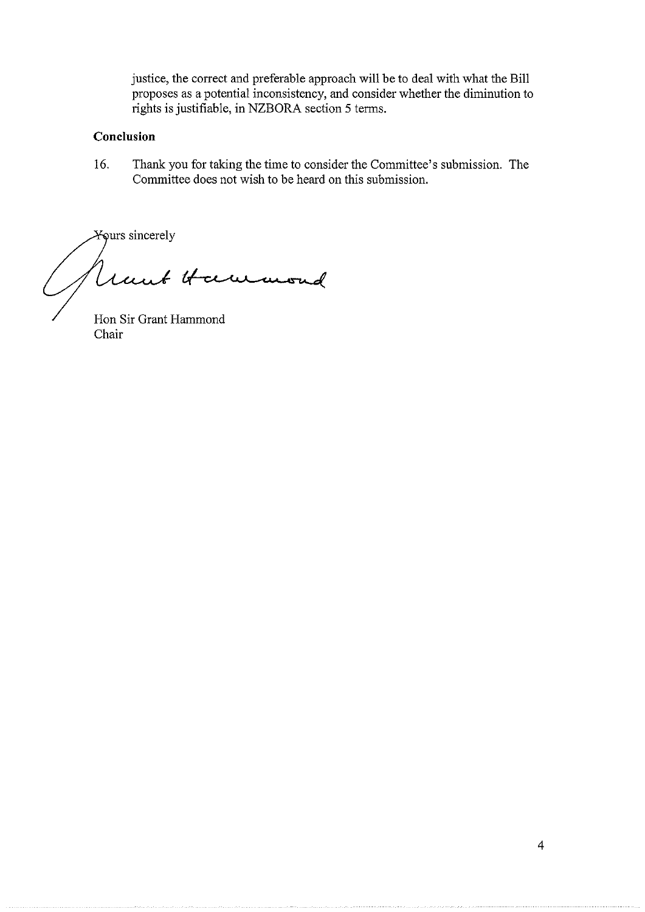justice, the correct and preferable approach will be to deal with what the Bill proposes as a potential inconsistency, and consider whether the diminution to rights is justifiable, in NZBORA section 5 terms.

**Conclusion**

16. Thank you for taking the time to consider the Committee's submission. The Committee does not wish to be heard on this submission.

Yours sincerely

Hon Sir Grant Hammond
Chair